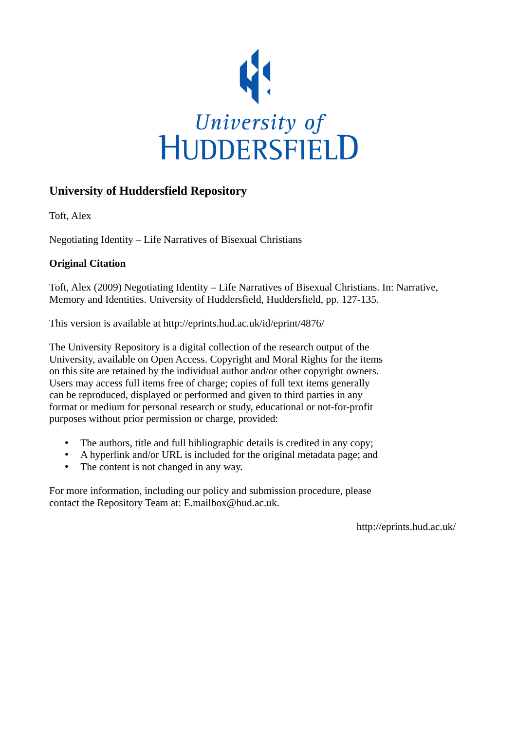University of Huddersfield

## University of Huddersfield Repository

Toft, Alex

Negotiating Identity – Life Narratives of Bisexual Christians

**Original Citation**

Toft, Alex (2009) Negotiating Identity – Life Narratives of Bisexual Christians. In: Narrative, Memory and Identities. University of Huddersfield, Huddersfield, pp. 127-135.

This version is available at http://eprints.hud.ac.uk/id/eprint/4876/

The University Repository is a digital collection of the research output of the University, available on Open Access. Copyright and Moral Rights for the items on this site are retained by the individual author and/or other copyright owners. Users may access full items free of charge; copies of full text items generally can be reproduced, displayed or performed and given to third parties in any format or medium for personal research or study, educational or not-for-profit purposes without prior permission or charge, provided:

- The authors, title and full bibliographic details is credited in any copy;
- A hyperlink and/or URL is included for the original metadata page; and
- The content is not changed in any way.

For more information, including our policy and submission procedure, please contact the Repository Team at: E.mailbox@hud.ac.uk.

http://eprints.hud.ac.uk/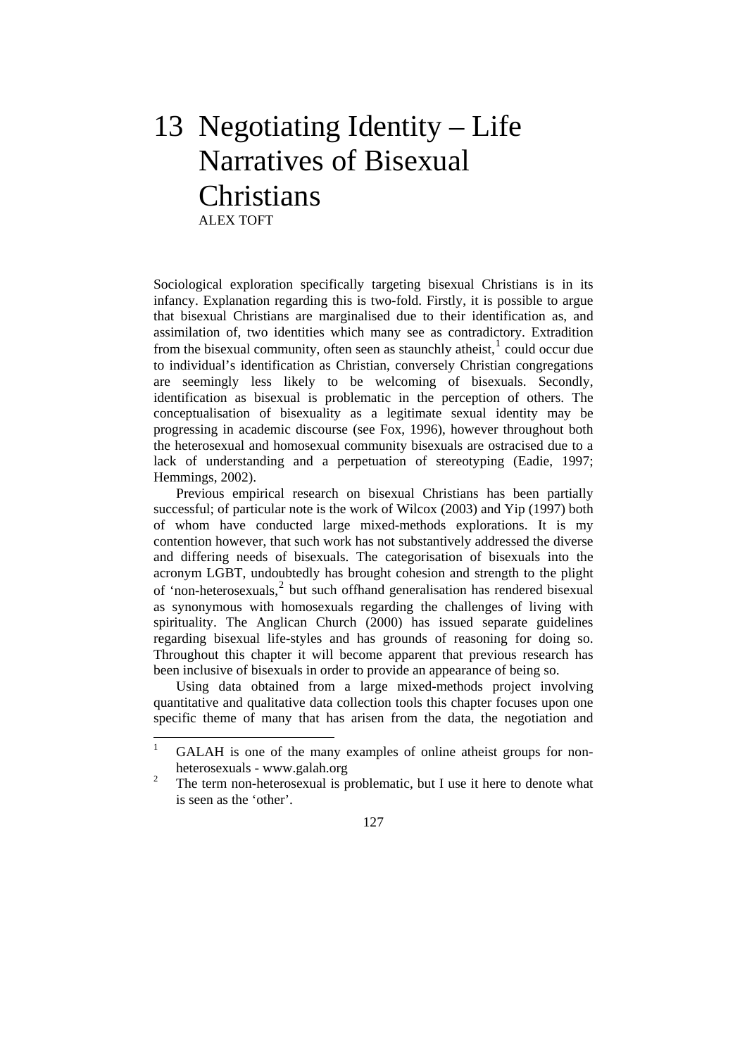# 13 Negotiating Identity – Life Narratives of Bisexual Christians

ALEX TOFT

Sociological exploration specifically targeting bisexual Christians is in its infancy. Explanation regarding this is two-fold. Firstly, it is possible to argue that bisexual Christians are marginalised due to their identification as, and assimilation of, two identities which many see as contradictory. Extradition from the bisexual community, often seen as staunchly atheist,[1] could occur due to individual's identification as Christian, conversely Christian congregations are seemingly less likely to be welcoming of bisexuals. Secondly, identification as bisexual is problematic in the perception of others. The conceptualisation of bisexuality as a legitimate sexual identity may be progressing in academic discourse (see Fox, 1996), however throughout both the heterosexual and homosexual community bisexuals are ostracised due to a lack of understanding and a perpetuation of stereotyping (Eadie, 1997; Hemmings, 2002).

Previous empirical research on bisexual Christians has been partially successful; of particular note is the work of Wilcox (2003) and Yip (1997) both of whom have conducted large mixed-methods explorations. It is my contention however, that such work has not substantively addressed the diverse and differing needs of bisexuals. The categorisation of bisexuals into the acronym LGBT, undoubtedly has brought cohesion and strength to the plight of 'non-heterosexuals,[2] but such offhand generalisation has rendered bisexual as synonymous with homosexuals regarding the challenges of living with spirituality. The Anglican Church (2000) has issued separate guidelines regarding bisexual life-styles and has grounds of reasoning for doing so. Throughout this chapter it will become apparent that previous research has been inclusive of bisexuals in order to provide an appearance of being so.

Using data obtained from a large mixed-methods project involving quantitative and qualitative data collection tools this chapter focuses upon one specific theme of many that has arisen from the data, the negotiation and

[1] GALAH is one of the many examples of online atheist groups for non-heterosexuals - www.galah.org

[2] The term non-heterosexual is problematic, but I use it here to denote what is seen as the 'other'.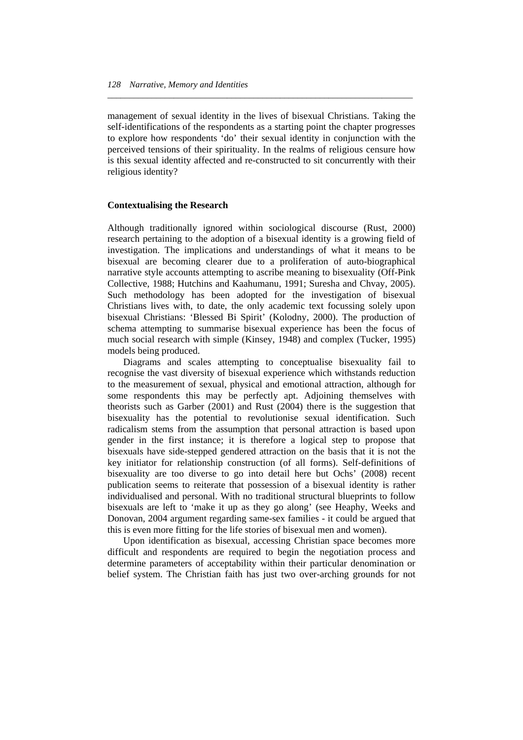management of sexual identity in the lives of bisexual Christians. Taking the self-identifications of the respondents as a starting point the chapter progresses to explore how respondents 'do' their sexual identity in conjunction with the perceived tensions of their spirituality. In the realms of religious censure how is this sexual identity affected and re-constructed to sit concurrently with their religious identity?

## Contextualising the Research

Although traditionally ignored within sociological discourse (Rust, 2000) research pertaining to the adoption of a bisexual identity is a growing field of investigation. The implications and understandings of what it means to be bisexual are becoming clearer due to a proliferation of auto-biographical narrative style accounts attempting to ascribe meaning to bisexuality (Off-Pink Collective, 1988; Hutchins and Kaahumanu, 1991; Suresha and Chvay, 2005). Such methodology has been adopted for the investigation of bisexual Christians lives with, to date, the only academic text focussing solely upon bisexual Christians: 'Blessed Bi Spirit' (Kolodny, 2000). The production of schema attempting to summarise bisexual experience has been the focus of much social research with simple (Kinsey, 1948) and complex (Tucker, 1995) models being produced.

Diagrams and scales attempting to conceptualise bisexuality fail to recognise the vast diversity of bisexual experience which withstands reduction to the measurement of sexual, physical and emotional attraction, although for some respondents this may be perfectly apt. Adjoining themselves with theorists such as Garber (2001) and Rust (2004) there is the suggestion that bisexuality has the potential to revolutionise sexual identification. Such radicalism stems from the assumption that personal attraction is based upon gender in the first instance; it is therefore a logical step to propose that bisexuals have side-stepped gendered attraction on the basis that it is not the key initiator for relationship construction (of all forms). Self-definitions of bisexuality are too diverse to go into detail here but Ochs' (2008) recent publication seems to reiterate that possession of a bisexual identity is rather individualised and personal. With no traditional structural blueprints to follow bisexuals are left to 'make it up as they go along' (see Heaphy, Weeks and Donovan, 2004 argument regarding same-sex families - it could be argued that this is even more fitting for the life stories of bisexual men and women).

Upon identification as bisexual, accessing Christian space becomes more difficult and respondents are required to begin the negotiation process and determine parameters of acceptability within their particular denomination or belief system. The Christian faith has just two over-arching grounds for not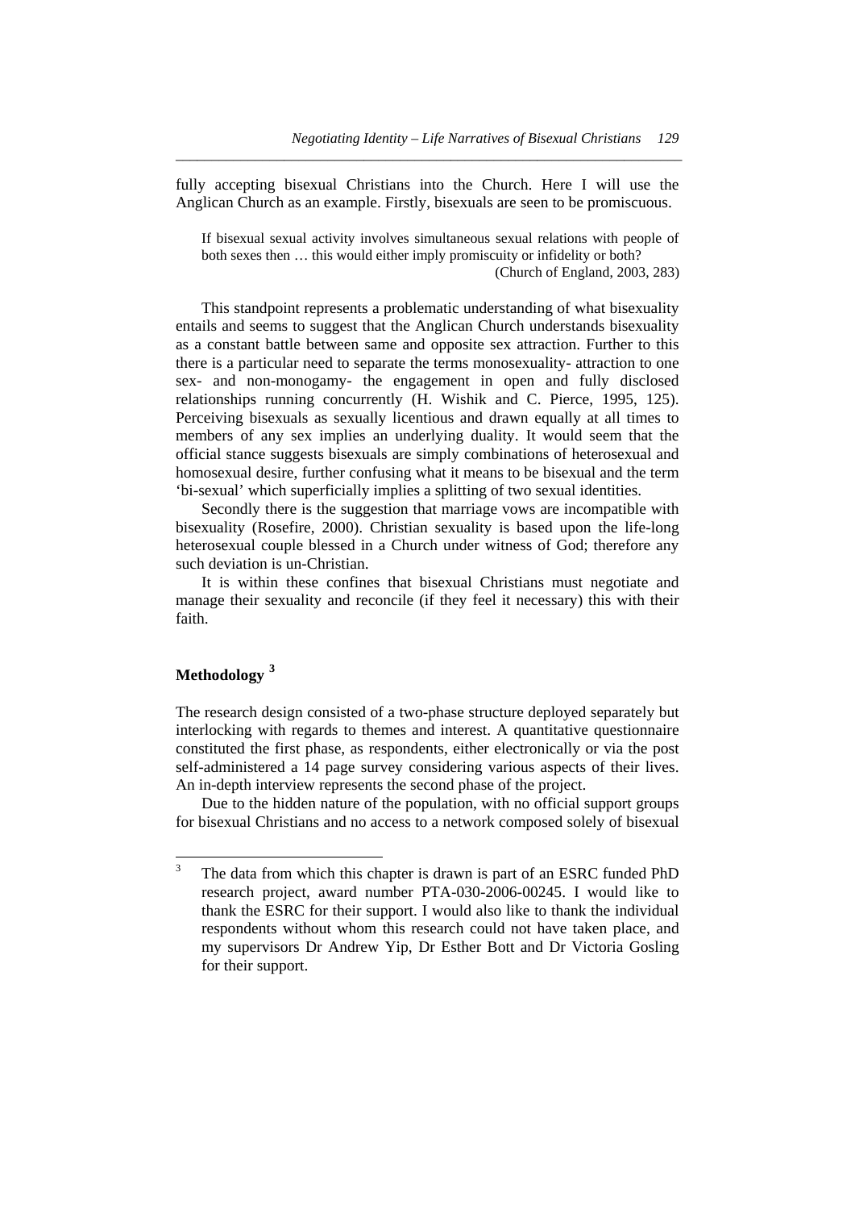fully accepting bisexual Christians into the Church. Here I will use the Anglican Church as an example. Firstly, bisexuals are seen to be promiscuous.

> If bisexual sexual activity involves simultaneous sexual relations with people of both sexes then … this would either imply promiscuity or infidelity or both?
> (Church of England, 2003, 283)

This standpoint represents a problematic understanding of what bisexuality entails and seems to suggest that the Anglican Church understands bisexuality as a constant battle between same and opposite sex attraction. Further to this there is a particular need to separate the terms monosexuality- attraction to one sex- and non-monogamy- the engagement in open and fully disclosed relationships running concurrently (H. Wishik and C. Pierce, 1995, 125). Perceiving bisexuals as sexually licentious and drawn equally at all times to members of any sex implies an underlying duality. It would seem that the official stance suggests bisexuals are simply combinations of heterosexual and homosexual desire, further confusing what it means to be bisexual and the term 'bi-sexual' which superficially implies a splitting of two sexual identities.

Secondly there is the suggestion that marriage vows are incompatible with bisexuality (Rosefire, 2000). Christian sexuality is based upon the life-long heterosexual couple blessed in a Church under witness of God; therefore any such deviation is un-Christian.

It is within these confines that bisexual Christians must negotiate and manage their sexuality and reconcile (if they feel it necessary) this with their faith.

## Methodology [3]

The research design consisted of a two-phase structure deployed separately but interlocking with regards to themes and interest. A quantitative questionnaire constituted the first phase, as respondents, either electronically or via the post self-administered a 14 page survey considering various aspects of their lives. An in-depth interview represents the second phase of the project.

Due to the hidden nature of the population, with no official support groups for bisexual Christians and no access to a network composed solely of bisexual

---

[3] The data from which this chapter is drawn is part of an ESRC funded PhD research project, award number PTA-030-2006-00245. I would like to thank the ESRC for their support. I would also like to thank the individual respondents without whom this research could not have taken place, and my supervisors Dr Andrew Yip, Dr Esther Bott and Dr Victoria Gosling for their support.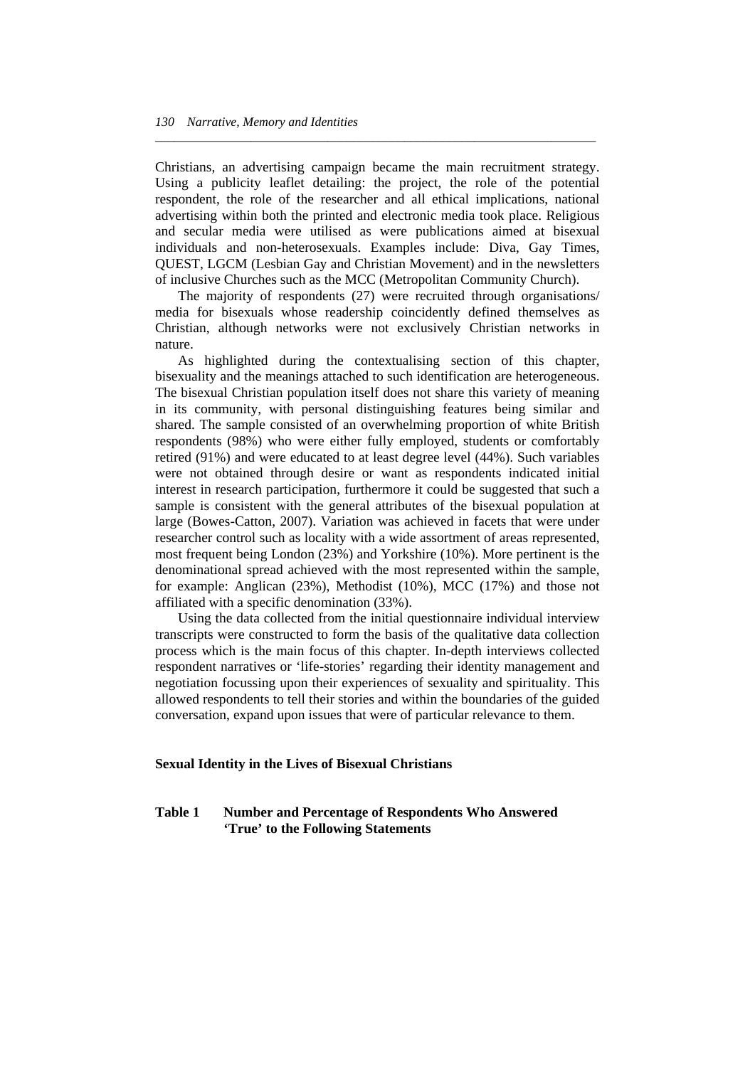Christians, an advertising campaign became the main recruitment strategy. Using a publicity leaflet detailing: the project, the role of the potential respondent, the role of the researcher and all ethical implications, national advertising within both the printed and electronic media took place. Religious and secular media were utilised as were publications aimed at bisexual individuals and non-heterosexuals. Examples include: Diva, Gay Times, QUEST, LGCM (Lesbian Gay and Christian Movement) and in the newsletters of inclusive Churches such as the MCC (Metropolitan Community Church).

The majority of respondents (27) were recruited through organisations/ media for bisexuals whose readership coincidently defined themselves as Christian, although networks were not exclusively Christian networks in nature.

As highlighted during the contextualising section of this chapter, bisexuality and the meanings attached to such identification are heterogeneous. The bisexual Christian population itself does not share this variety of meaning in its community, with personal distinguishing features being similar and shared. The sample consisted of an overwhelming proportion of white British respondents (98%) who were either fully employed, students or comfortably retired (91%) and were educated to at least degree level (44%). Such variables were not obtained through desire or want as respondents indicated initial interest in research participation, furthermore it could be suggested that such a sample is consistent with the general attributes of the bisexual population at large (Bowes-Catton, 2007). Variation was achieved in facets that were under researcher control such as locality with a wide assortment of areas represented, most frequent being London (23%) and Yorkshire (10%). More pertinent is the denominational spread achieved with the most represented within the sample, for example: Anglican (23%), Methodist (10%), MCC (17%) and those not affiliated with a specific denomination (33%).

Using the data collected from the initial questionnaire individual interview transcripts were constructed to form the basis of the qualitative data collection process which is the main focus of this chapter. In-depth interviews collected respondent narratives or 'life-stories' regarding their identity management and negotiation focussing upon their experiences of sexuality and spirituality. This allowed respondents to tell their stories and within the boundaries of the guided conversation, expand upon issues that were of particular relevance to them.

## Sexual Identity in the Lives of Bisexual Christians

**Table 1 Number and Percentage of Respondents Who Answered 'True' to the Following Statements**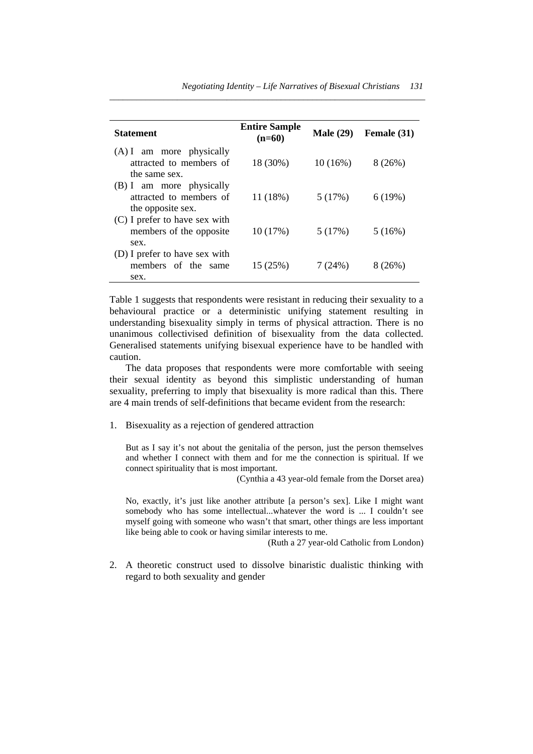| Statement | Entire Sample (n=60) | Male (29) | Female (31) |
|---|---|---|---|
| (A) I am more physically attracted to members of the same sex. | 18 (30%) | 10 (16%) | 8 (26%) |
| (B) I am more physically attracted to members of the opposite sex. | 11 (18%) | 5 (17%) | 6 (19%) |
| (C) I prefer to have sex with members of the opposite sex. | 10 (17%) | 5 (17%) | 5 (16%) |
| (D) I prefer to have sex with members of the same sex. | 15 (25%) | 7 (24%) | 8 (26%) |

Table 1 suggests that respondents were resistant in reducing their sexuality to a behavioural practice or a deterministic unifying statement resulting in understanding bisexuality simply in terms of physical attraction. There is no unanimous collectivised definition of bisexuality from the data collected. Generalised statements unifying bisexual experience have to be handled with caution.

The data proposes that respondents were more comfortable with seeing their sexual identity as beyond this simplistic understanding of human sexuality, preferring to imply that bisexuality is more radical than this. There are 4 main trends of self-definitions that became evident from the research:

1. Bisexuality as a rejection of gendered attraction

> But as I say it's not about the genitalia of the person, just the person themselves and whether I connect with them and for me the connection is spiritual. If we connect spirituality that is most important.
>
> (Cynthia a 43 year-old female from the Dorset area)

> No, exactly, it's just like another attribute [a person's sex]. Like I might want somebody who has some intellectual...whatever the word is ... I couldn't see myself going with someone who wasn't that smart, other things are less important like being able to cook or having similar interests to me.
>
> (Ruth a 27 year-old Catholic from London)

2. A theoretic construct used to dissolve binaristic dualistic thinking with regard to both sexuality and gender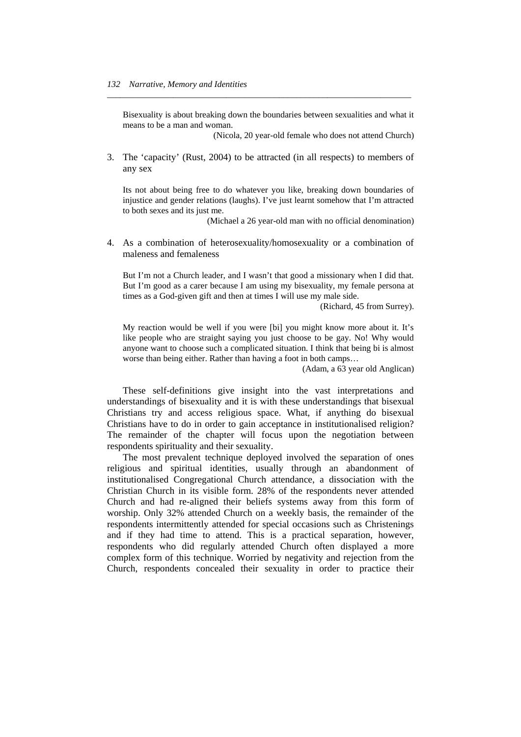> Bisexuality is about breaking down the boundaries between sexualities and what it means to be a man and woman.
>
> (Nicola, 20 year-old female who does not attend Church)

3. The 'capacity' (Rust, 2004) to be attracted (in all respects) to members of any sex

> Its not about being free to do whatever you like, breaking down boundaries of injustice and gender relations (laughs). I've just learnt somehow that I'm attracted to both sexes and its just me.
>
> (Michael a 26 year-old man with no official denomination)

4. As a combination of heterosexuality/homosexuality or a combination of maleness and femaleness

> But I'm not a Church leader, and I wasn't that good a missionary when I did that. But I'm good as a carer because I am using my bisexuality, my female persona at times as a God-given gift and then at times I will use my male side.
>
> (Richard, 45 from Surrey).

> My reaction would be well if you were [bi] you might know more about it. It's like people who are straight saying you just choose to be gay. No! Why would anyone want to choose such a complicated situation. I think that being bi is almost worse than being either. Rather than having a foot in both camps…
>
> (Adam, a 63 year old Anglican)

These self-definitions give insight into the vast interpretations and understandings of bisexuality and it is with these understandings that bisexual Christians try and access religious space. What, if anything do bisexual Christians have to do in order to gain acceptance in institutionalised religion? The remainder of the chapter will focus upon the negotiation between respondents spirituality and their sexuality.

The most prevalent technique deployed involved the separation of ones religious and spiritual identities, usually through an abandonment of institutionalised Congregational Church attendance, a dissociation with the Christian Church in its visible form. 28% of the respondents never attended Church and had re-aligned their beliefs systems away from this form of worship. Only 32% attended Church on a weekly basis, the remainder of the respondents intermittently attended for special occasions such as Christenings and if they had time to attend. This is a practical separation, however, respondents who did regularly attended Church often displayed a more complex form of this technique. Worried by negativity and rejection from the Church, respondents concealed their sexuality in order to practice their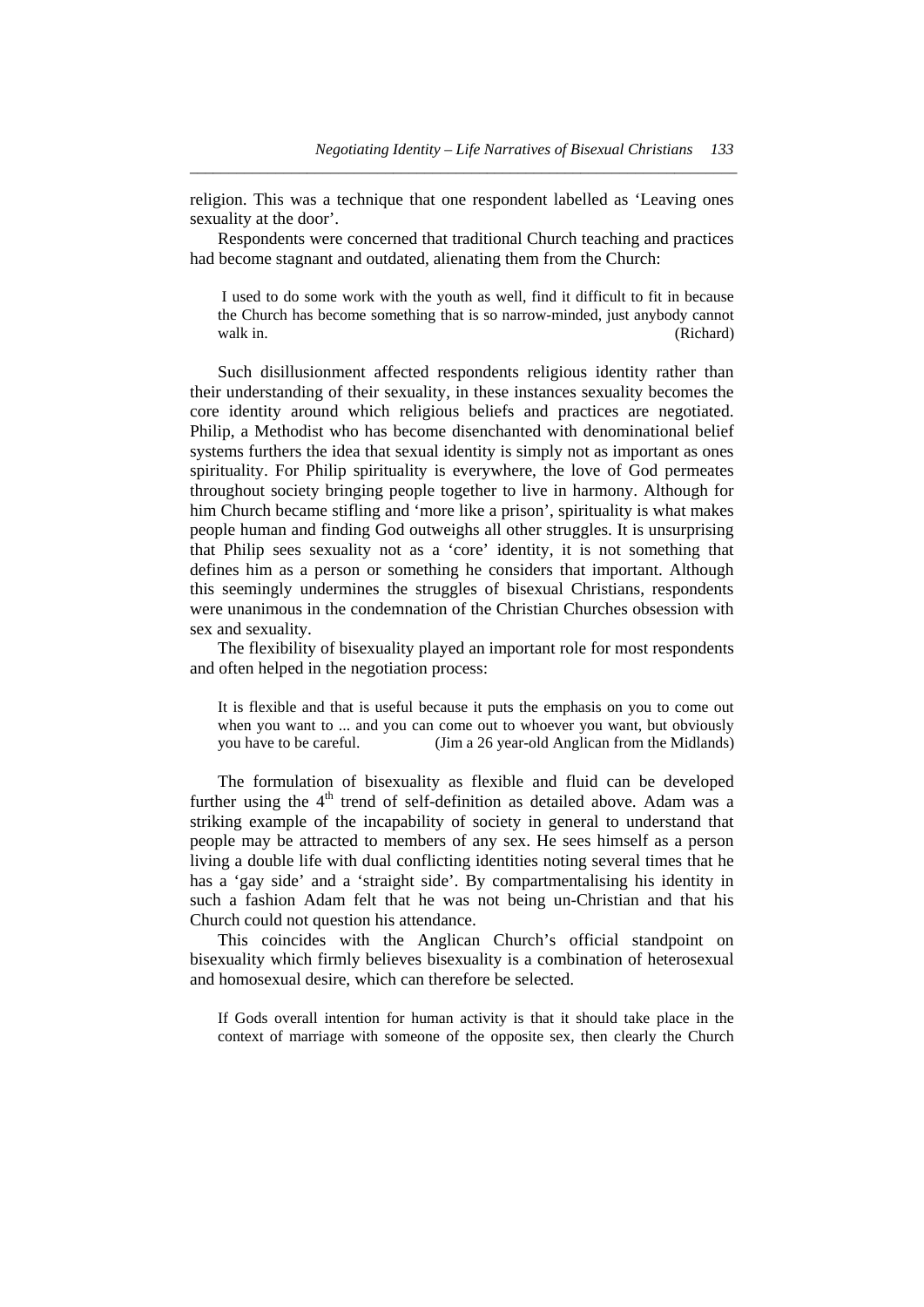religion. This was a technique that one respondent labelled as 'Leaving ones sexuality at the door'.

Respondents were concerned that traditional Church teaching and practices had become stagnant and outdated, alienating them from the Church:

> I used to do some work with the youth as well, find it difficult to fit in because the Church has become something that is so narrow-minded, just anybody cannot walk in. (Richard)

Such disillusionment affected respondents religious identity rather than their understanding of their sexuality, in these instances sexuality becomes the core identity around which religious beliefs and practices are negotiated. Philip, a Methodist who has become disenchanted with denominational belief systems furthers the idea that sexual identity is simply not as important as ones spirituality. For Philip spirituality is everywhere, the love of God permeates throughout society bringing people together to live in harmony. Although for him Church became stifling and 'more like a prison', spirituality is what makes people human and finding God outweighs all other struggles. It is unsurprising that Philip sees sexuality not as a 'core' identity, it is not something that defines him as a person or something he considers that important. Although this seemingly undermines the struggles of bisexual Christians, respondents were unanimous in the condemnation of the Christian Churches obsession with sex and sexuality.

The flexibility of bisexuality played an important role for most respondents and often helped in the negotiation process:

> It is flexible and that is useful because it puts the emphasis on you to come out when you want to ... and you can come out to whoever you want, but obviously you have to be careful. (Jim a 26 year-old Anglican from the Midlands)

The formulation of bisexuality as flexible and fluid can be developed further using the 4th trend of self-definition as detailed above. Adam was a striking example of the incapability of society in general to understand that people may be attracted to members of any sex. He sees himself as a person living a double life with dual conflicting identities noting several times that he has a 'gay side' and a 'straight side'. By compartmentalising his identity in such a fashion Adam felt that he was not being un-Christian and that his Church could not question his attendance.

This coincides with the Anglican Church's official standpoint on bisexuality which firmly believes bisexuality is a combination of heterosexual and homosexual desire, which can therefore be selected.

> If Gods overall intention for human activity is that it should take place in the context of marriage with someone of the opposite sex, then clearly the Church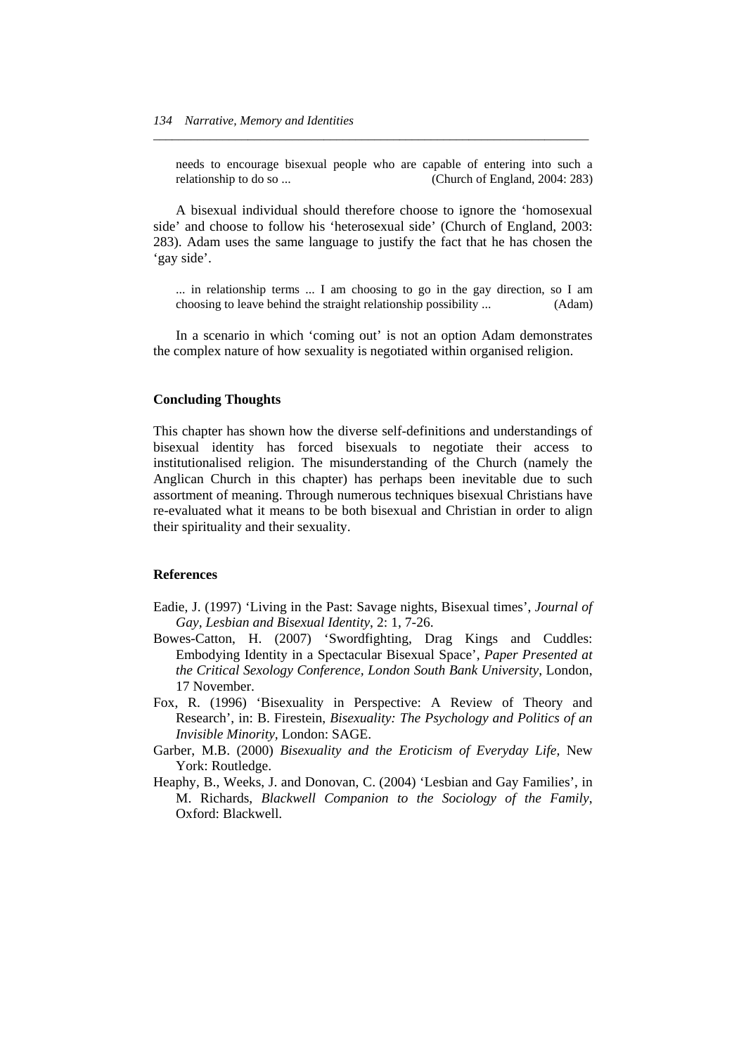> needs to encourage bisexual people who are capable of entering into such a relationship to do so ... (Church of England, 2004: 283)

A bisexual individual should therefore choose to ignore the 'homosexual side' and choose to follow his 'heterosexual side' (Church of England, 2003: 283). Adam uses the same language to justify the fact that he has chosen the 'gay side'.

> ... in relationship terms ... I am choosing to go in the gay direction, so I am choosing to leave behind the straight relationship possibility ... (Adam)

In a scenario in which 'coming out' is not an option Adam demonstrates the complex nature of how sexuality is negotiated within organised religion.

## Concluding Thoughts

This chapter has shown how the diverse self-definitions and understandings of bisexual identity has forced bisexuals to negotiate their access to institutionalised religion. The misunderstanding of the Church (namely the Anglican Church in this chapter) has perhaps been inevitable due to such assortment of meaning. Through numerous techniques bisexual Christians have re-evaluated what it means to be both bisexual and Christian in order to align their spirituality and their sexuality.

## References

Eadie, J. (1997) 'Living in the Past: Savage nights, Bisexual times', *Journal of Gay, Lesbian and Bisexual Identity*, 2: 1, 7-26.

Bowes-Catton, H. (2007) 'Swordfighting, Drag Kings and Cuddles: Embodying Identity in a Spectacular Bisexual Space', *Paper Presented at the Critical Sexology Conference, London South Bank University*, London, 17 November.

Fox, R. (1996) 'Bisexuality in Perspective: A Review of Theory and Research', in: B. Firestein, *Bisexuality: The Psychology and Politics of an Invisible Minority*, London: SAGE.

Garber, M.B. (2000) *Bisexuality and the Eroticism of Everyday Life*, New York: Routledge.

Heaphy, B., Weeks, J. and Donovan, C. (2004) 'Lesbian and Gay Families', in M. Richards, *Blackwell Companion to the Sociology of the Family*, Oxford: Blackwell.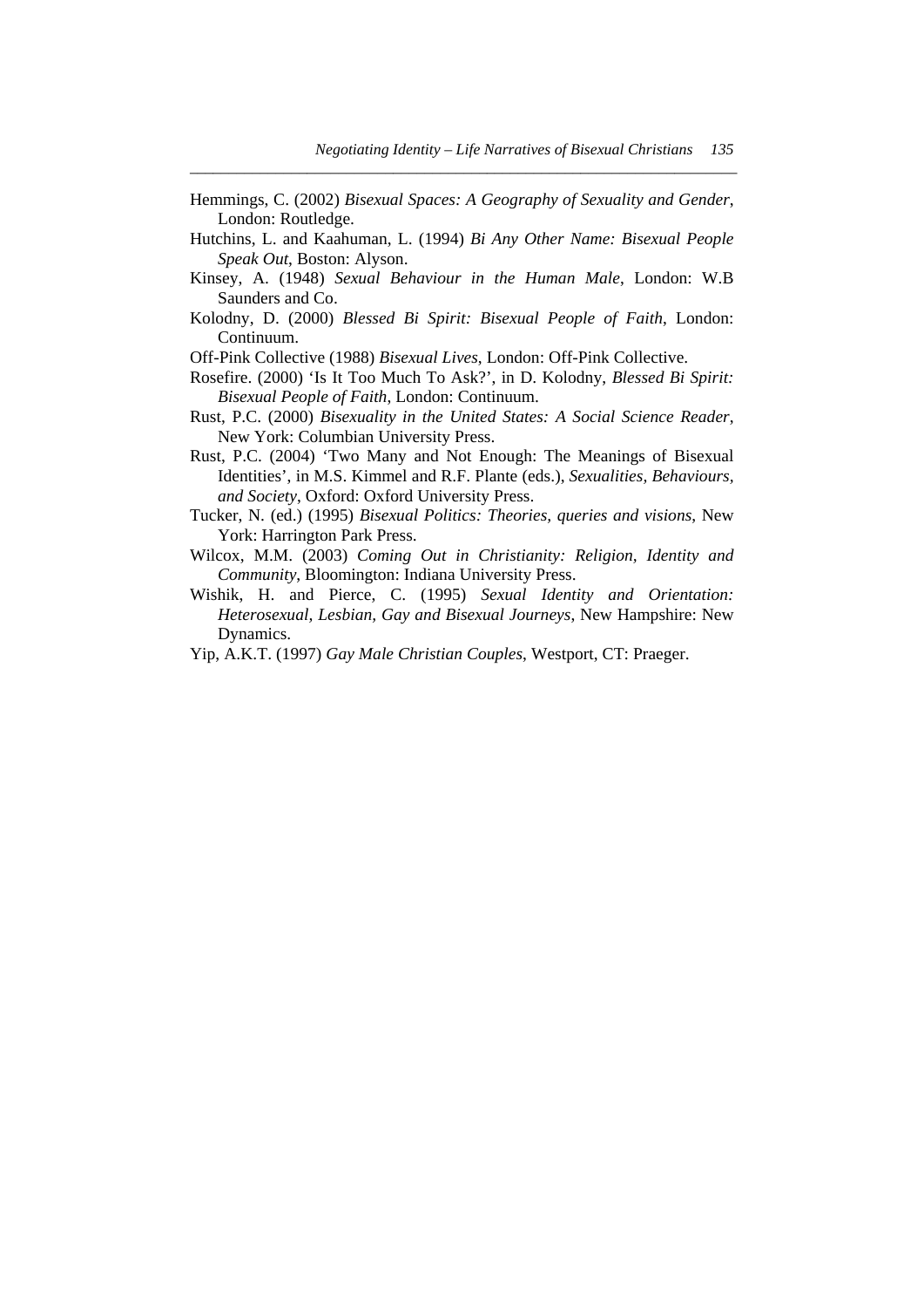Hemmings, C. (2002) *Bisexual Spaces: A Geography of Sexuality and Gender*, London: Routledge.

Hutchins, L. and Kaahuman, L. (1994) *Bi Any Other Name: Bisexual People Speak Out*, Boston: Alyson.

Kinsey, A. (1948) *Sexual Behaviour in the Human Male*, London: W.B Saunders and Co.

Kolodny, D. (2000) *Blessed Bi Spirit: Bisexual People of Faith*, London: Continuum.

Off-Pink Collective (1988) *Bisexual Lives*, London: Off-Pink Collective.

Rosefire. (2000) 'Is It Too Much To Ask?', in D. Kolodny, *Blessed Bi Spirit: Bisexual People of Faith*, London: Continuum.

Rust, P.C. (2000) *Bisexuality in the United States: A Social Science Reader*, New York: Columbian University Press.

Rust, P.C. (2004) 'Two Many and Not Enough: The Meanings of Bisexual Identities', in M.S. Kimmel and R.F. Plante (eds.), *Sexualities, Behaviours, and Society*, Oxford: Oxford University Press.

Tucker, N. (ed.) (1995) *Bisexual Politics: Theories, queries and visions*, New York: Harrington Park Press.

Wilcox, M.M. (2003) *Coming Out in Christianity: Religion, Identity and Community*, Bloomington: Indiana University Press.

Wishik, H. and Pierce, C. (1995) *Sexual Identity and Orientation: Heterosexual, Lesbian, Gay and Bisexual Journeys*, New Hampshire: New Dynamics.

Yip, A.K.T. (1997) *Gay Male Christian Couples*, Westport, CT: Praeger.